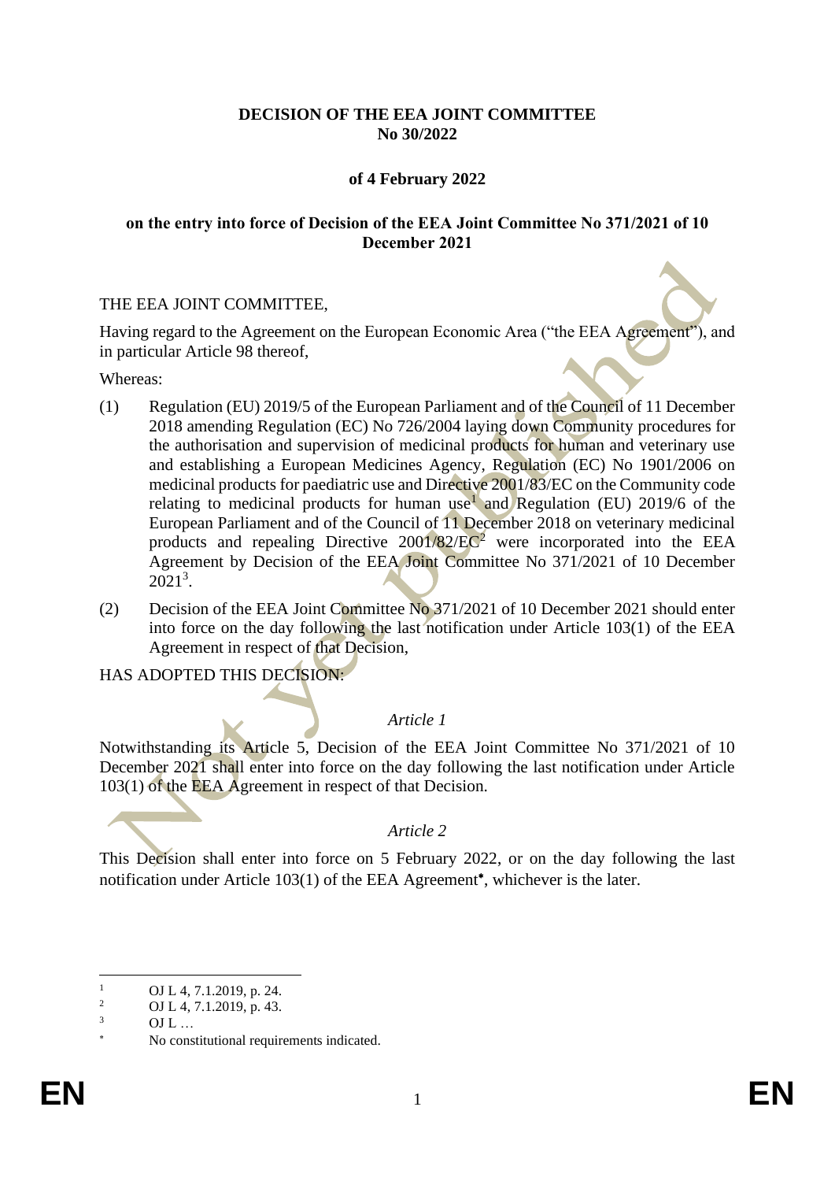**DECISION OF THE EEA JOINT COMMITTEE**
**No 30/2022**

**of 4 February 2022**

**on the entry into force of Decision of the EEA Joint Committee No 371/2021 of 10 December 2021**

THE EEA JOINT COMMITTEE,

Having regard to the Agreement on the European Economic Area ("the EEA Agreement"), and in particular Article 98 thereof,

Whereas:

(1) Regulation (EU) 2019/5 of the European Parliament and of the Council of 11 December 2018 amending Regulation (EC) No 726/2004 laying down Community procedures for the authorisation and supervision of medicinal products for human and veterinary use and establishing a European Medicines Agency, Regulation (EC) No 1901/2006 on medicinal products for paediatric use and Directive 2001/83/EC on the Community code relating to medicinal products for human use[1] and Regulation (EU) 2019/6 of the European Parliament and of the Council of 11 December 2018 on veterinary medicinal products and repealing Directive 2001/82/EC[2] were incorporated into the EEA Agreement by Decision of the EEA Joint Committee No 371/2021 of 10 December 2021[3].

(2) Decision of the EEA Joint Committee No 371/2021 of 10 December 2021 should enter into force on the day following the last notification under Article 103(1) of the EEA Agreement in respect of that Decision,

HAS ADOPTED THIS DECISION:

*Article 1*

Notwithstanding its Article 5, Decision of the EEA Joint Committee No 371/2021 of 10 December 2021 shall enter into force on the day following the last notification under Article 103(1) of the EEA Agreement in respect of that Decision.

*Article 2*

This Decision shall enter into force on 5 February 2022, or on the day following the last notification under Article 103(1) of the EEA Agreement[*], whichever is the later.

---

[1] OJ L 4, 7.1.2019, p. 24.

[2] OJ L 4, 7.1.2019, p. 43.

[3] OJ L …

[*] No constitutional requirements indicated.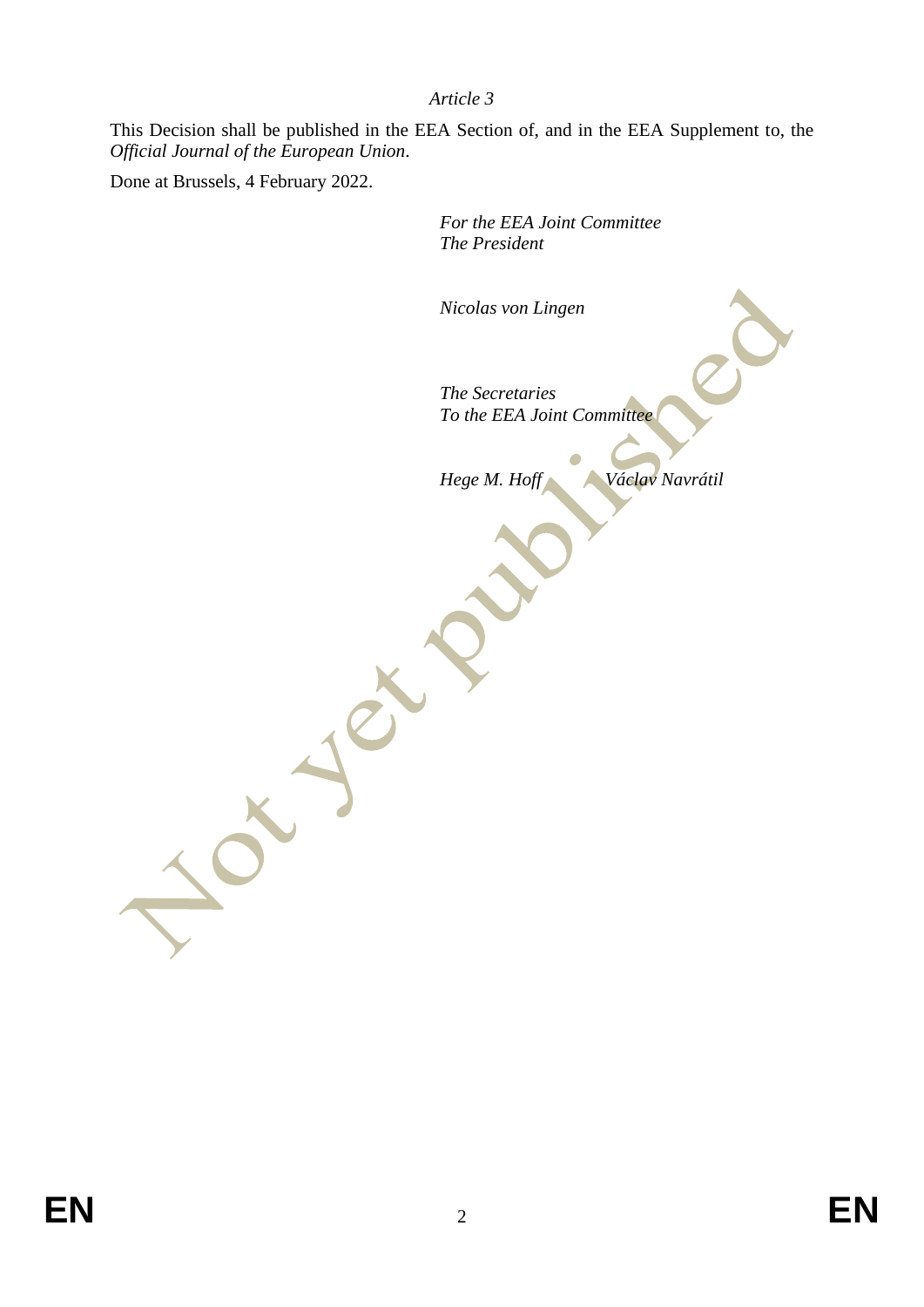*Article 3*

This Decision shall be published in the EEA Section of, and in the EEA Supplement to, the *Official Journal of the European Union*.

Done at Brussels, 4 February 2022.

*For the EEA Joint Committee*
*The President*

*Nicolas von Lingen*

*The Secretaries*
*To the EEA Joint Committee*

*Hege M. Hoff* *Václav Navrátil*